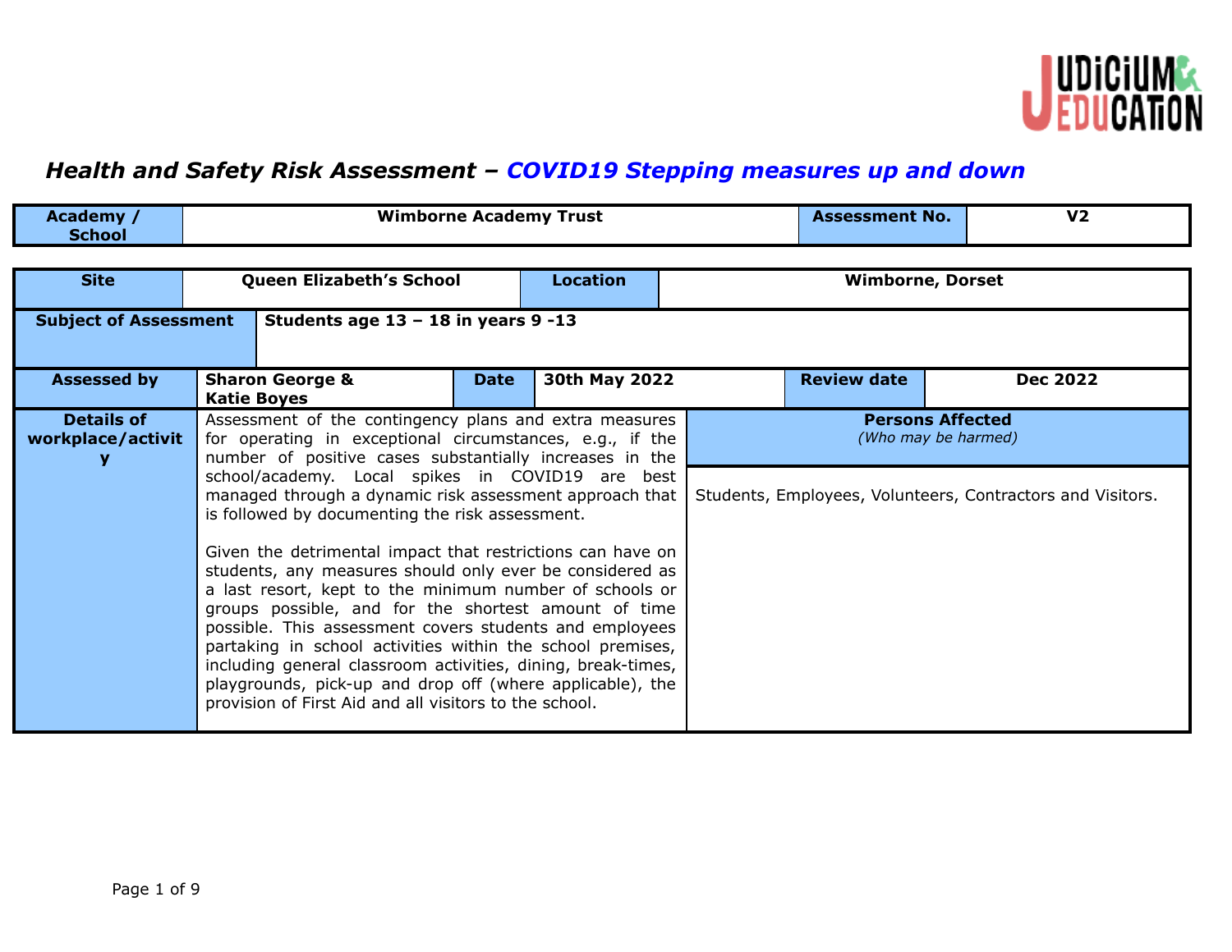# *Health and Safety Risk Assessment – COVID19 Stepping measures up and down*

| **Academy / School** | **Wimborne Academy Trust** | **Assessment No.** | **V2** |
|---|---|---|---|

| **Site** | **Queen Elizabeth's School** | **Location** | **Wimborne, Dorset** |
|---|---|---|---|

| **Subject of Assessment** | **Students age 13 – 18 in years 9 -13** |
|---|---|

| **Assessed by** | **Sharon George & Katie Boyes** | **Date** | **30th May 2022** | **Review date** | **Dec 2022** |
|---|---|---|---|---|---|

| **Details of workplace/activity** | | **Persons Affected** *(Who may be harmed)* |
|---|---|---|
| | Assessment of the contingency plans and extra measures for operating in exceptional circumstances, e.g., if the number of positive cases substantially increases in the school/academy. Local spikes in COVID19 are best managed through a dynamic risk assessment approach that is followed by documenting the risk assessment.<br><br>Given the detrimental impact that restrictions can have on students, any measures should only ever be considered as a last resort, kept to the minimum number of schools or groups possible, and for the shortest amount of time possible. This assessment covers students and employees partaking in school activities within the school premises, including general classroom activities, dining, break-times, playgrounds, pick-up and drop off (where applicable), the provision of First Aid and all visitors to the school. | Students, Employees, Volunteers, Contractors and Visitors. |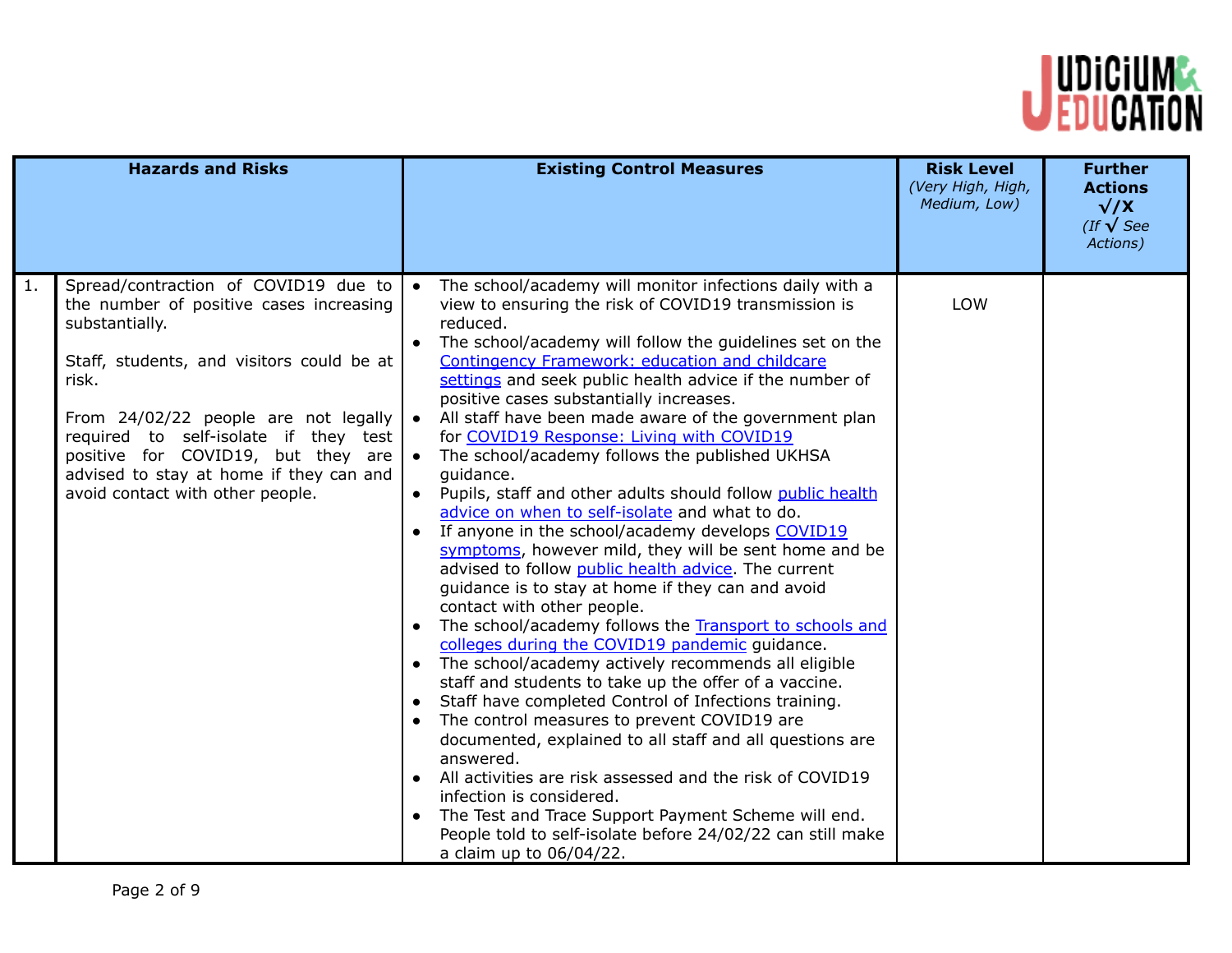| | Hazards and Risks | Existing Control Measures | Risk Level *(Very High, High, Medium, Low)* | Further Actions √/X *(If √ See Actions)* |
|---|---|---|---|---|
| 1. | Spread/contraction of COVID19 due to the number of positive cases increasing substantially.<br><br>Staff, students, and visitors could be at risk.<br><br>From 24/02/22 people are not legally required to self-isolate if they test positive for COVID19, but they are advised to stay at home if they can and avoid contact with other people. | • The school/academy will monitor infections daily with a view to ensuring the risk of COVID19 transmission is reduced.<br>• The school/academy will follow the guidelines set on the Contingency Framework: education and childcare settings and seek public health advice if the number of positive cases substantially increases.<br>• All staff have been made aware of the government plan for COVID19 Response: Living with COVID19<br>• The school/academy follows the published UKHSA guidance.<br>• Pupils, staff and other adults should follow public health advice on when to self-isolate and what to do.<br>• If anyone in the school/academy develops COVID19 symptoms, however mild, they will be sent home and be advised to follow public health advice. The current guidance is to stay at home if they can and avoid contact with other people.<br>• The school/academy follows the Transport to schools and colleges during the COVID19 pandemic guidance.<br>• The school/academy actively recommends all eligible staff and students to take up the offer of a vaccine.<br>• Staff have completed Control of Infections training.<br>• The control measures to prevent COVID19 are documented, explained to all staff and all questions are answered.<br>• All activities are risk assessed and the risk of COVID19 infection is considered.<br>• The Test and Trace Support Payment Scheme will end. People told to self-isolate before 24/02/22 can still make a claim up to 06/04/22. | LOW | |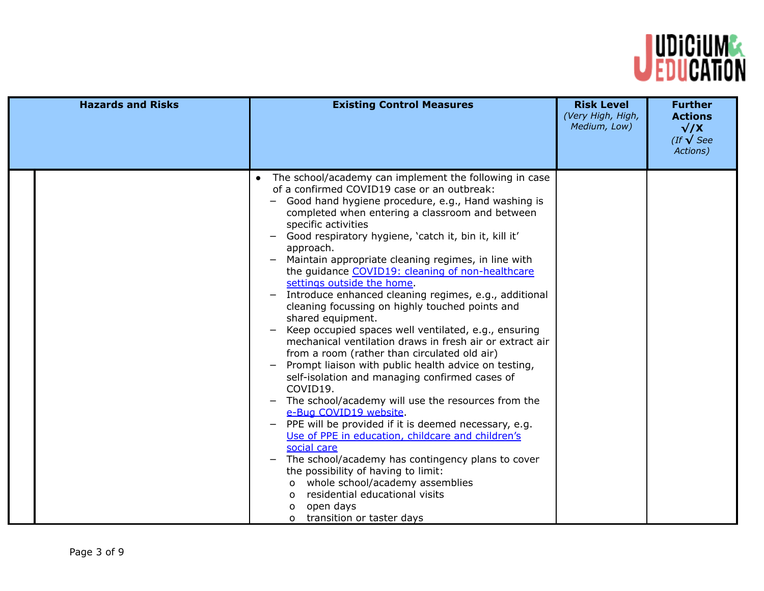| Hazards and Risks | Existing Control Measures | Risk Level *(Very High, High, Medium, Low)* | Further Actions √/X *(If √ See Actions)* |
|---|---|---|---|
| | • The school/academy can implement the following in case of a confirmed COVID19 case or an outbreak:<br>– Good hand hygiene procedure, e.g., Hand washing is completed when entering a classroom and between specific activities<br>– Good respiratory hygiene, 'catch it, bin it, kill it' approach.<br>– Maintain appropriate cleaning regimes, in line with the guidance COVID19: cleaning of non-healthcare settings outside the home.<br>– Introduce enhanced cleaning regimes, e.g., additional cleaning focussing on highly touched points and shared equipment.<br>– Keep occupied spaces well ventilated, e.g., ensuring mechanical ventilation draws in fresh air or extract air from a room (rather than circulated old air)<br>– Prompt liaison with public health advice on testing, self-isolation and managing confirmed cases of COVID19.<br>– The school/academy will use the resources from the e-Bug COVID19 website.<br>– PPE will be provided if it is deemed necessary, e.g. Use of PPE in education, childcare and children's social care<br>– The school/academy has contingency plans to cover the possibility of having to limit:<br>o whole school/academy assemblies<br>o residential educational visits<br>o open days<br>o transition or taster days | | |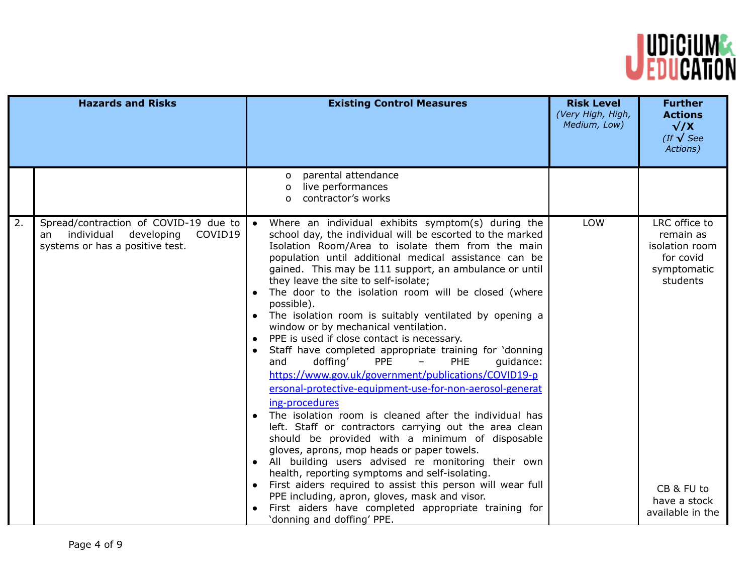| | Hazards and Risks | Existing Control Measures | Risk Level *(Very High, High, Medium, Low)* | Further Actions √/X *(If √ See Actions)* |
|---|---|---|---|---|
| | | o parental attendance<br>o live performances<br>o contractor's works | | |
| 2. | Spread/contraction of COVID-19 due to an individual developing COVID19 systems or has a positive test. | • Where an individual exhibits symptom(s) during the school day, the individual will be escorted to the marked Isolation Room/Area to isolate them from the main population until additional medical assistance can be gained. This may be 111 support, an ambulance or until they leave the site to self-isolate;<br>• The door to the isolation room will be closed (where possible).<br>• The isolation room is suitably ventilated by opening a window or by mechanical ventilation.<br>• PPE is used if close contact is necessary.<br>• Staff have completed appropriate training for 'donning and doffing' PPE – PHE guidance: https://www.gov.uk/government/publications/COVID19-personal-protective-equipment-use-for-non-aerosol-generating-procedures<br>• The isolation room is cleaned after the individual has left. Staff or contractors carrying out the area clean should be provided with a minimum of disposable gloves, aprons, mop heads or paper towels.<br>• All building users advised re monitoring their own health, reporting symptoms and self-isolating.<br>• First aiders required to assist this person will wear full PPE including, apron, gloves, mask and visor.<br>• First aiders have completed appropriate training for 'donning and doffing' PPE. | LOW | LRC office to remain as isolation room for covid symptomatic students<br><br>CB & FU to have a stock available in the |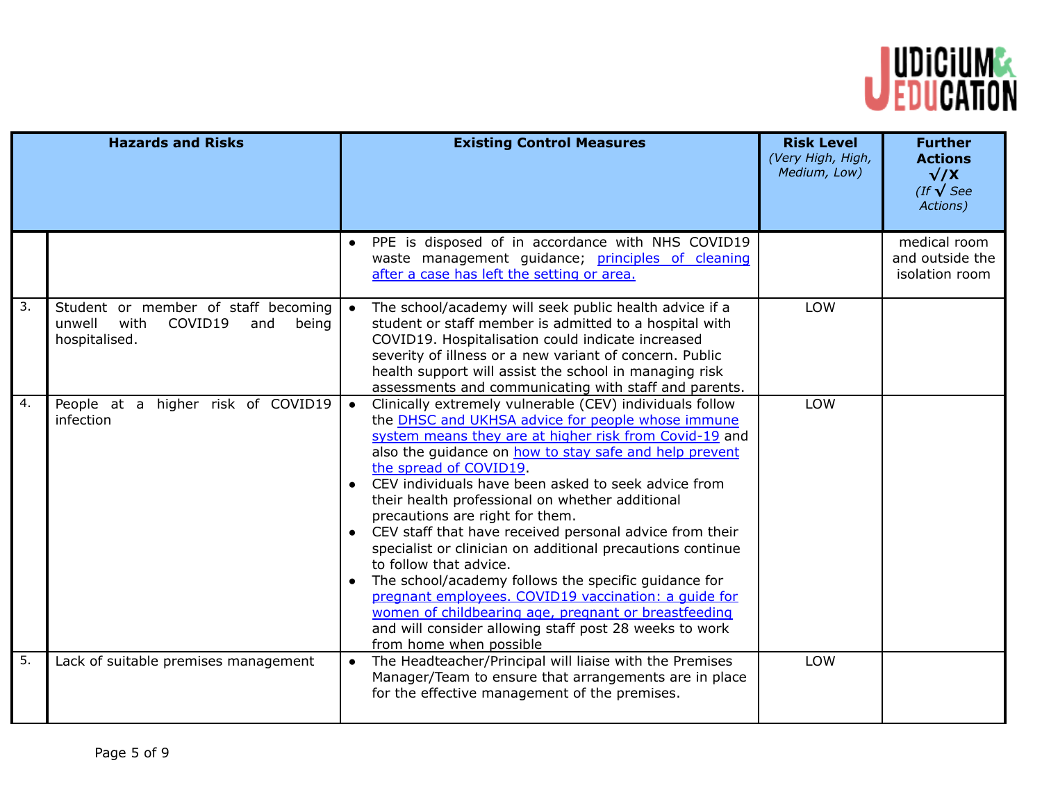| | Hazards and Risks | Existing Control Measures | Risk Level *(Very High, High, Medium, Low)* | Further Actions √/X *(If √ See Actions)* |
|---|---|---|---|---|
| | | • PPE is disposed of in accordance with NHS COVID19 waste management guidance; principles of cleaning after a case has left the setting or area. | | medical room and outside the isolation room |
| 3. | Student or member of staff becoming unwell with COVID19 and being hospitalised. | • The school/academy will seek public health advice if a student or staff member is admitted to a hospital with COVID19. Hospitalisation could indicate increased severity of illness or a new variant of concern. Public health support will assist the school in managing risk assessments and communicating with staff and parents. | LOW | |
| 4. | People at a higher risk of COVID19 infection | • Clinically extremely vulnerable (CEV) individuals follow the DHSC and UKHSA advice for people whose immune system means they are at higher risk from Covid-19 and also the guidance on how to stay safe and help prevent the spread of COVID19.<br>• CEV individuals have been asked to seek advice from their health professional on whether additional precautions are right for them.<br>• CEV staff that have received personal advice from their specialist or clinician on additional precautions continue to follow that advice.<br>• The school/academy follows the specific guidance for pregnant employees. COVID19 vaccination: a guide for women of childbearing age, pregnant or breastfeeding and will consider allowing staff post 28 weeks to work from home when possible | LOW | |
| 5. | Lack of suitable premises management | • The Headteacher/Principal will liaise with the Premises Manager/Team to ensure that arrangements are in place for the effective management of the premises. | LOW | |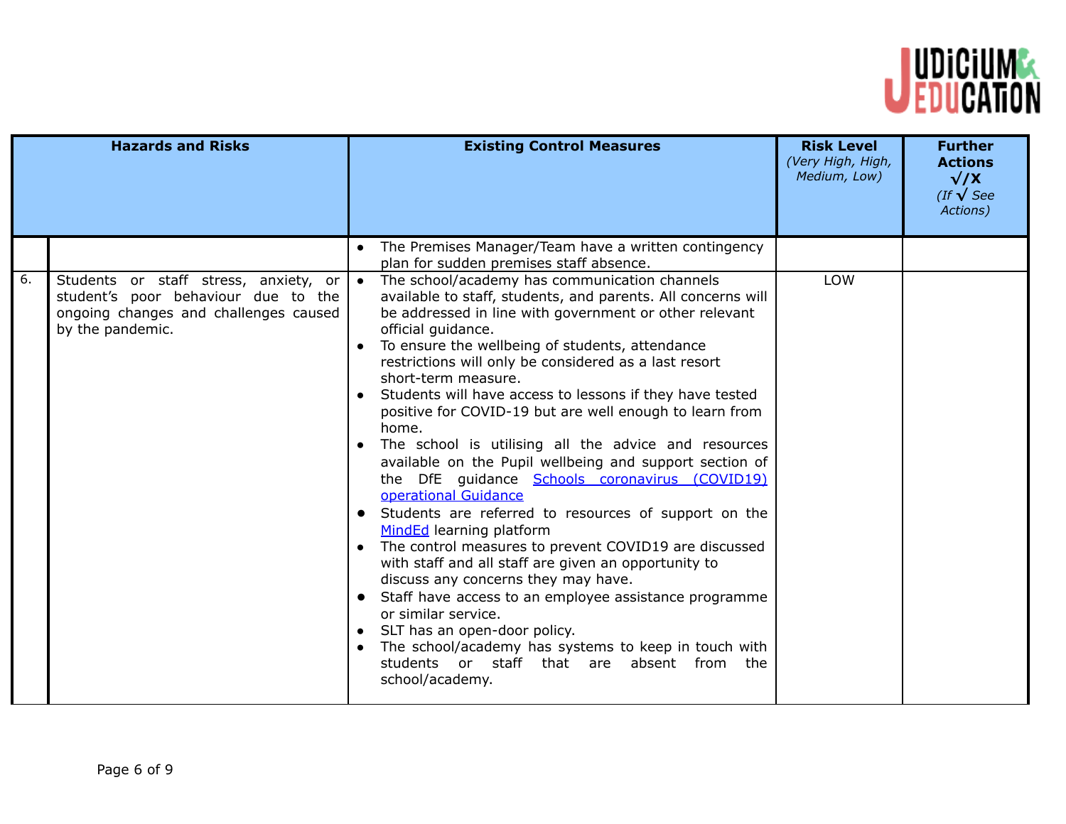| | Hazards and Risks | Existing Control Measures | Risk Level *(Very High, High, Medium, Low)* | Further Actions √/X *(If √ See Actions)* |
|---|---|---|---|---|
| | | • The Premises Manager/Team have a written contingency plan for sudden premises staff absence. | | |
| 6. | Students or staff stress, anxiety, or student's poor behaviour due to the ongoing changes and challenges caused by the pandemic. | • The school/academy has communication channels available to staff, students, and parents. All concerns will be addressed in line with government or other relevant official guidance.<br>• To ensure the wellbeing of students, attendance restrictions will only be considered as a last resort short-term measure.<br>• Students will have access to lessons if they have tested positive for COVID-19 but are well enough to learn from home.<br>• The school is utilising all the advice and resources available on the Pupil wellbeing and support section of the DfE guidance [Schools coronavirus (COVID19) operational Guidance]()<br>• Students are referred to resources of support on the [MindEd]() learning platform<br>• The control measures to prevent COVID19 are discussed with staff and all staff are given an opportunity to discuss any concerns they may have.<br>• Staff have access to an employee assistance programme or similar service.<br>• SLT has an open-door policy.<br>• The school/academy has systems to keep in touch with students or staff that are absent from the school/academy. | LOW | |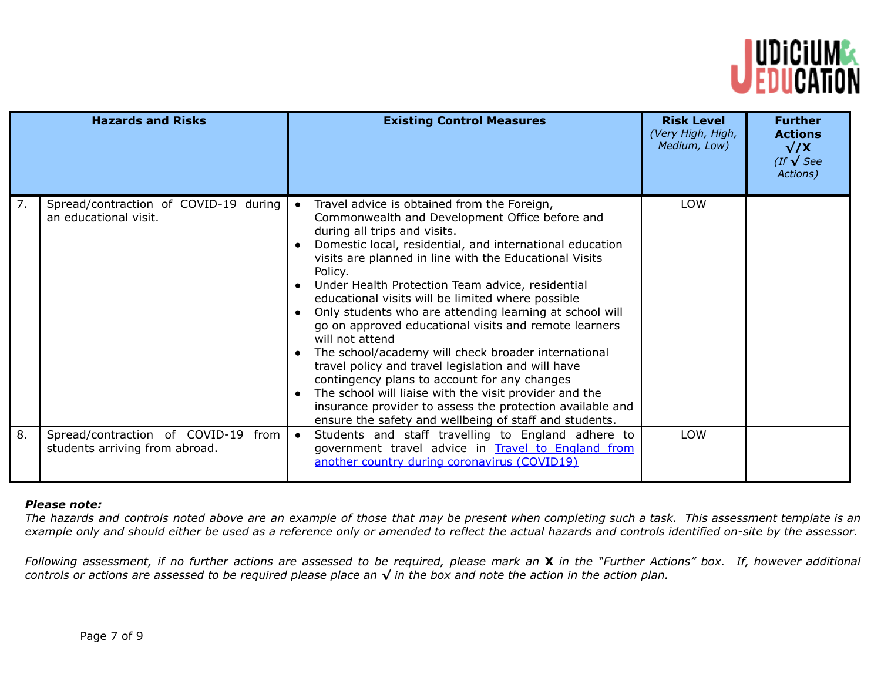| | Hazards and Risks | Existing Control Measures | Risk Level *(Very High, High, Medium, Low)* | Further Actions √/X *(If √ See Actions)* |
|---|---|---|---|---|
| 7. | Spread/contraction of COVID-19 during an educational visit. | • Travel advice is obtained from the Foreign, Commonwealth and Development Office before and during all trips and visits.<br>• Domestic local, residential, and international education visits are planned in line with the Educational Visits Policy.<br>• Under Health Protection Team advice, residential educational visits will be limited where possible<br>• Only students who are attending learning at school will go on approved educational visits and remote learners will not attend<br>• The school/academy will check broader international travel policy and travel legislation and will have contingency plans to account for any changes<br>• The school will liaise with the visit provider and the insurance provider to assess the protection available and ensure the safety and wellbeing of staff and students. | LOW | |
| 8. | Spread/contraction of COVID-19 from students arriving from abroad. | • Students and staff travelling to England adhere to government travel advice in Travel to England from another country during coronavirus (COVID19) | LOW | |

***Please note:***
*The hazards and controls noted above are an example of those that may be present when completing such a task. This assessment template is an example only and should either be used as a reference only or amended to reflect the actual hazards and controls identified on-site by the assessor.*

*Following assessment, if no further actions are assessed to be required, please mark an* **X** *in the "Further Actions" box. If, however additional controls or actions are assessed to be required please place an* **√** *in the box and note the action in the action plan.*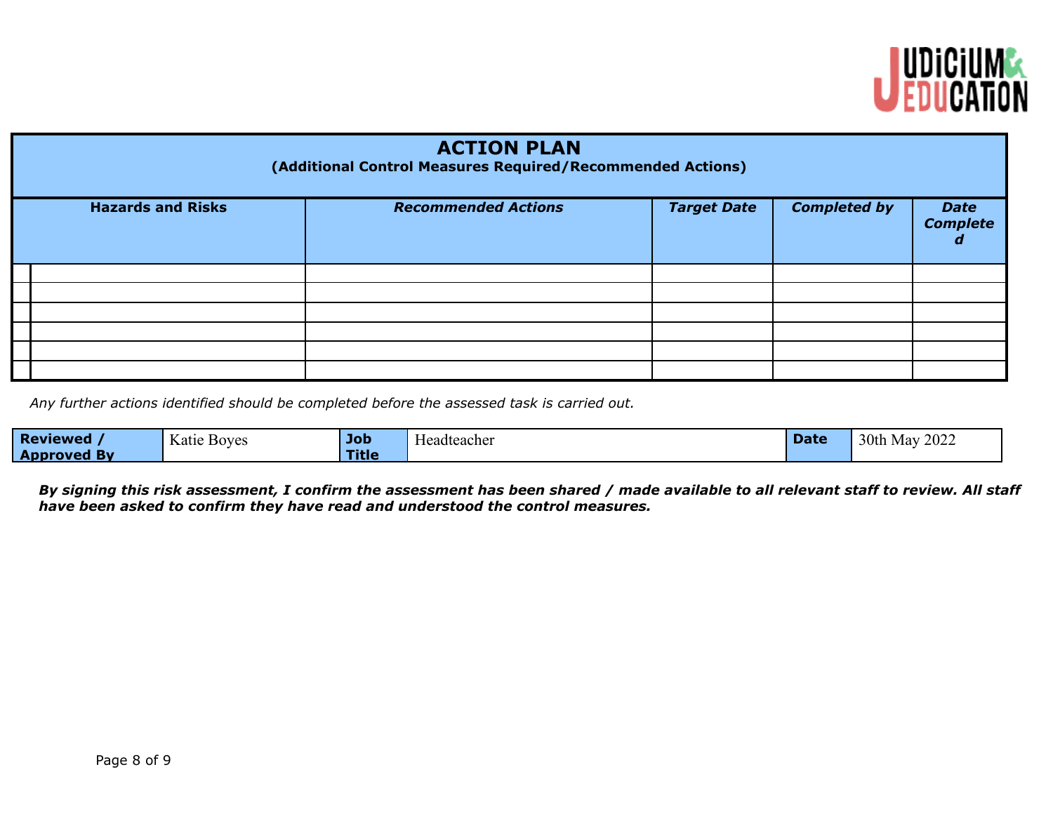## ACTION PLAN

**(Additional Control Measures Required/Recommended Actions)**

| Hazards and Risks | *Recommended Actions* | *Target Date* | *Completed by* | *Date Completed* |
|---|---|---|---|---|
| | | | | |
| | | | | |
| | | | | |
| | | | | |
| | | | | |
| | | | | |

*Any further actions identified should be completed before the assessed task is carried out.*

| **Reviewed / Approved By** | Katie Boyes | **Job Title** | Headteacher | **Date** | 30th May 2022 |
|---|---|---|---|---|---|

***By signing this risk assessment, I confirm the assessment has been shared / made available to all relevant staff to review. All staff have been asked to confirm they have read and understood the control measures.***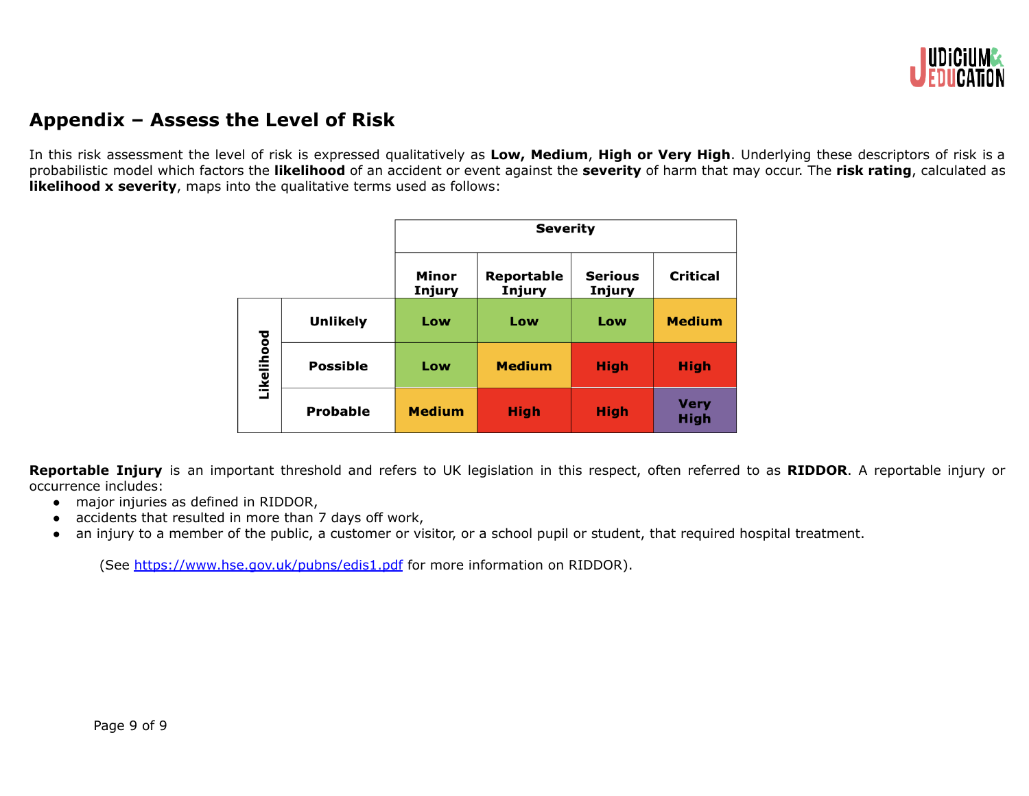## Appendix – Assess the Level of Risk

In this risk assessment the level of risk is expressed qualitatively as **Low, Medium**, **High or Very High**. Underlying these descriptors of risk is a probabilistic model which factors the **likelihood** of an accident or event against the **severity** of harm that may occur. The **risk rating**, calculated as **likelihood x severity**, maps into the qualitative terms used as follows:

| | | Severity | | | |
|---|---|---|---|---|---|
| | | **Minor Injury** | **Reportable Injury** | **Serious Injury** | **Critical** |
| **Likelihood** | **Unlikely** | Low | Low | Low | Medium |
| | **Possible** | Low | Medium | High | High |
| | **Probable** | Medium | High | High | Very High |

**Reportable Injury** is an important threshold and refers to UK legislation in this respect, often referred to as **RIDDOR**. A reportable injury or occurrence includes:

- major injuries as defined in RIDDOR,
- accidents that resulted in more than 7 days off work,
- an injury to a member of the public, a customer or visitor, or a school pupil or student, that required hospital treatment.

(See https://www.hse.gov.uk/pubns/edis1.pdf for more information on RIDDOR).